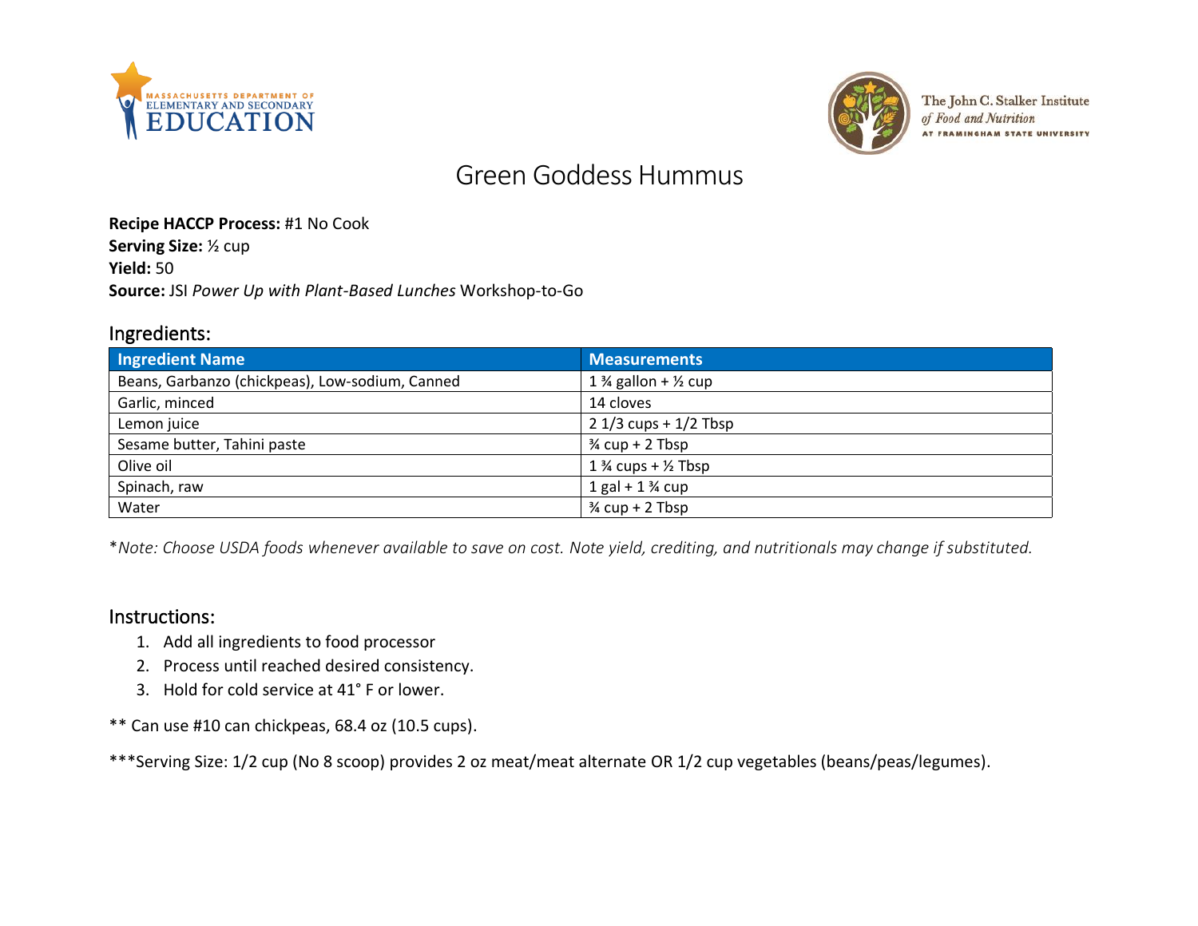# Green Goddess Hummus

**Recipe HACCP Process:** #1 No Cook
**Serving Size:** ½ cup
**Yield:** 50
**Source:** JSI *Power Up with Plant-Based Lunches* Workshop-to-Go

## Ingredients:

| Ingredient Name | Measurements |
|---|---|
| Beans, Garbanzo (chickpeas), Low-sodium, Canned | 1 ¾ gallon + ½ cup |
| Garlic, minced | 14 cloves |
| Lemon juice | 2 1/3 cups + 1/2 Tbsp |
| Sesame butter, Tahini paste | ¾ cup + 2 Tbsp |
| Olive oil | 1 ¾ cups + ½ Tbsp |
| Spinach, raw | 1 gal + 1 ¾ cup |
| Water | ¾ cup + 2 Tbsp |

*Note: Choose USDA foods whenever available to save on cost. Note yield, crediting, and nutritionals may change if substituted.*

## Instructions:

1. Add all ingredients to food processor
2. Process until reached desired consistency.
3. Hold for cold service at 41° F or lower.

** Can use #10 can chickpeas, 68.4 oz (10.5 cups).

***Serving Size: 1/2 cup (No 8 scoop) provides 2 oz meat/meat alternate OR 1/2 cup vegetables (beans/peas/legumes).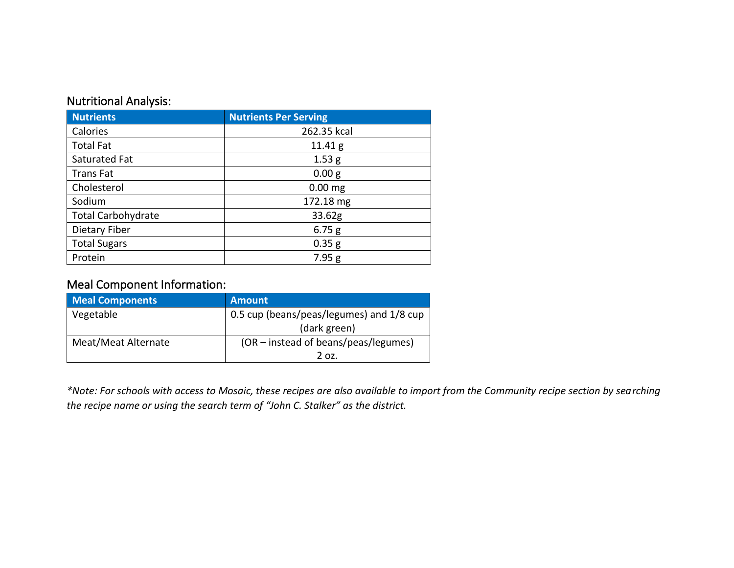Nutritional Analysis:

| Nutrients | Nutrients Per Serving |
|---|---|
| Calories | 262.35 kcal |
| Total Fat | 11.41 g |
| Saturated Fat | 1.53 g |
| Trans Fat | 0.00 g |
| Cholesterol | 0.00 mg |
| Sodium | 172.18 mg |
| Total Carbohydrate | 33.62g |
| Dietary Fiber | 6.75 g |
| Total Sugars | 0.35 g |
| Protein | 7.95 g |

Meal Component Information:

| Meal Components | Amount |
|---|---|
| Vegetable | 0.5 cup (beans/peas/legumes) and 1/8 cup (dark green) |
| Meat/Meat Alternate | (OR – instead of beans/peas/legumes) 2 oz. |

*\*Note: For schools with access to Mosaic, these recipes are also available to import from the Community recipe section by searching the recipe name or using the search term of "John C. Stalker" as the district.*